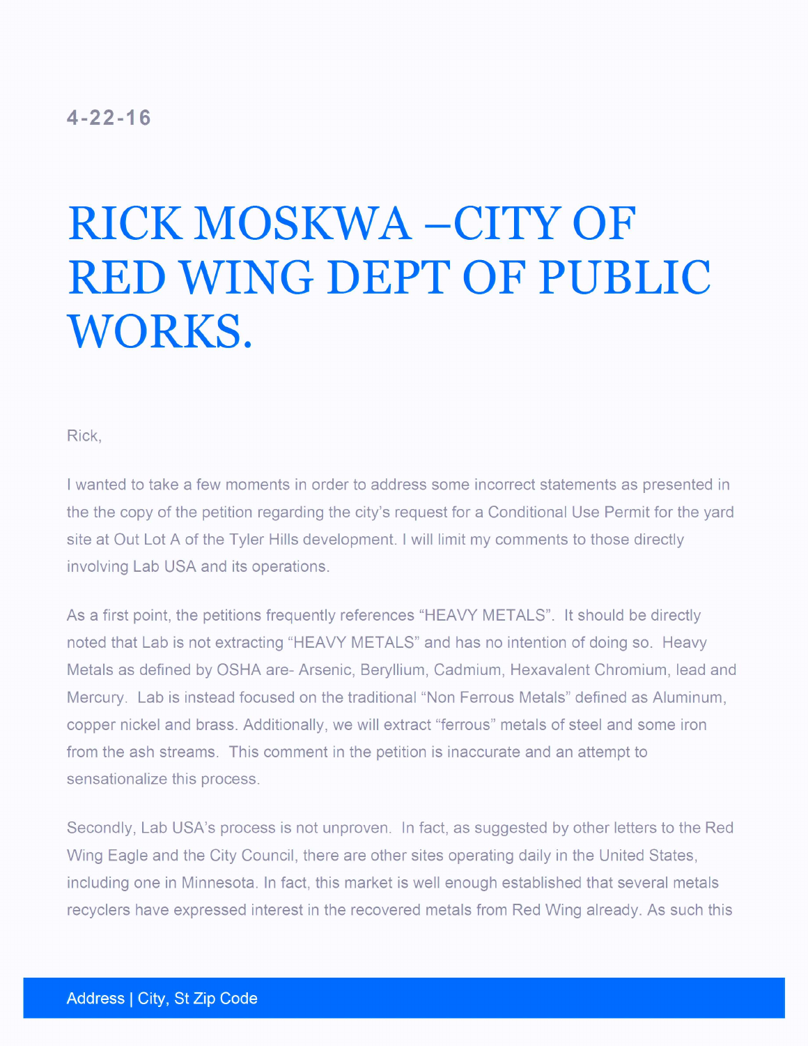4-22-16

# RICK MOSKWA –CITY OF RED WING DEPT OF PUBLIC WORKS.

Rick,

I wanted to take a few moments in order to address some incorrect statements as presented in the the copy of the petition regarding the city's request for a Conditional Use Permit for the yard site at Out Lot A of the Tyler Hills development. I will limit my comments to those directly involving Lab USA and its operations.

As a first point, the petitions frequently references "HEAVY METALS". It should be directly noted that Lab is not extracting "HEAVY METALS" and has no intention of doing so. Heavy Metals as defined by OSHA are- Arsenic, Beryllium, Cadmium, Hexavalent Chromium, lead and Mercury. Lab is instead focused on the traditional "Non Ferrous Metals" defined as Aluminum, copper nickel and brass. Additionally, we will extract "ferrous" metals of steel and some iron from the ash streams. This comment in the petition is inaccurate and an attempt to sensationalize this process.

Secondly, Lab USA's process is not unproven. In fact, as suggested by other letters to the Red Wing Eagle and the City Council, there are other sites operating daily in the United States, including one in Minnesota. In fact, this market is well enough established that several metals recyclers have expressed interest in the recovered metals from Red Wing already. As such this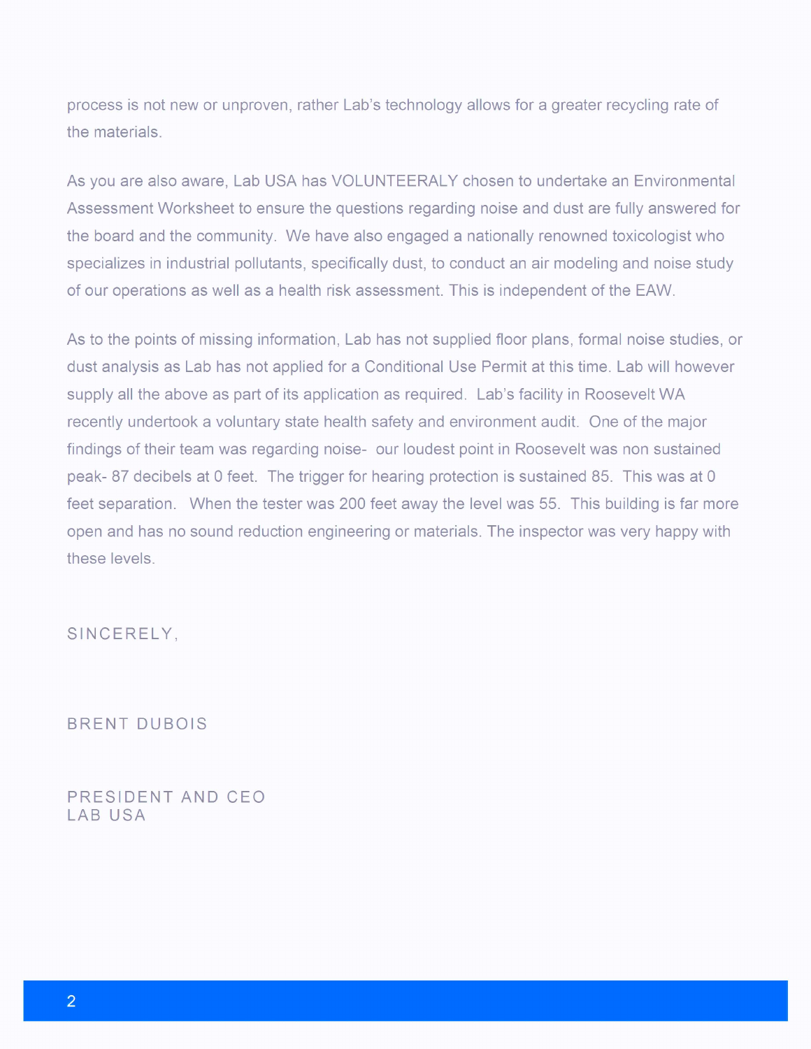process is not new or unproven, rather Lab's technology allows for a greater recycling rate of the materials.

As you are also aware, Lab USA has VOLUNTEERALY chosen to undertake an Environmental Assessment Worksheet to ensure the questions regarding noise and dust are fully answered for the board and the community. We have also engaged a nationally renowned toxicologist who specializes in industrial pollutants, specifically dust, to conduct an air modeling and noise study of our operations as well as a health risk assessment. This is independent of the EAW.

As to the points of missing information, Lab has not supplied floor plans, formal noise studies, or dust analysis as Lab has not applied for a Conditional Use Permit at this time. Lab will however supply all the above as part of its application as required. Lab's facility in Roosevelt WA recently undertook a voluntary state health safety and environment audit. One of the major findings of their team was regarding noise- our loudest point in Roosevelt was non sustained peak- 87 decibels at 0 feet. The trigger for hearing protection is sustained 85. This was at 0 feet separation. When the tester was 200 feet away the level was 55. This building is far more open and has no sound reduction engineering or materials. The inspector was very happy with these levels.

SINCERELY,

BRENT DUBOIS

PRESIDENT AND CEO
LAB USA